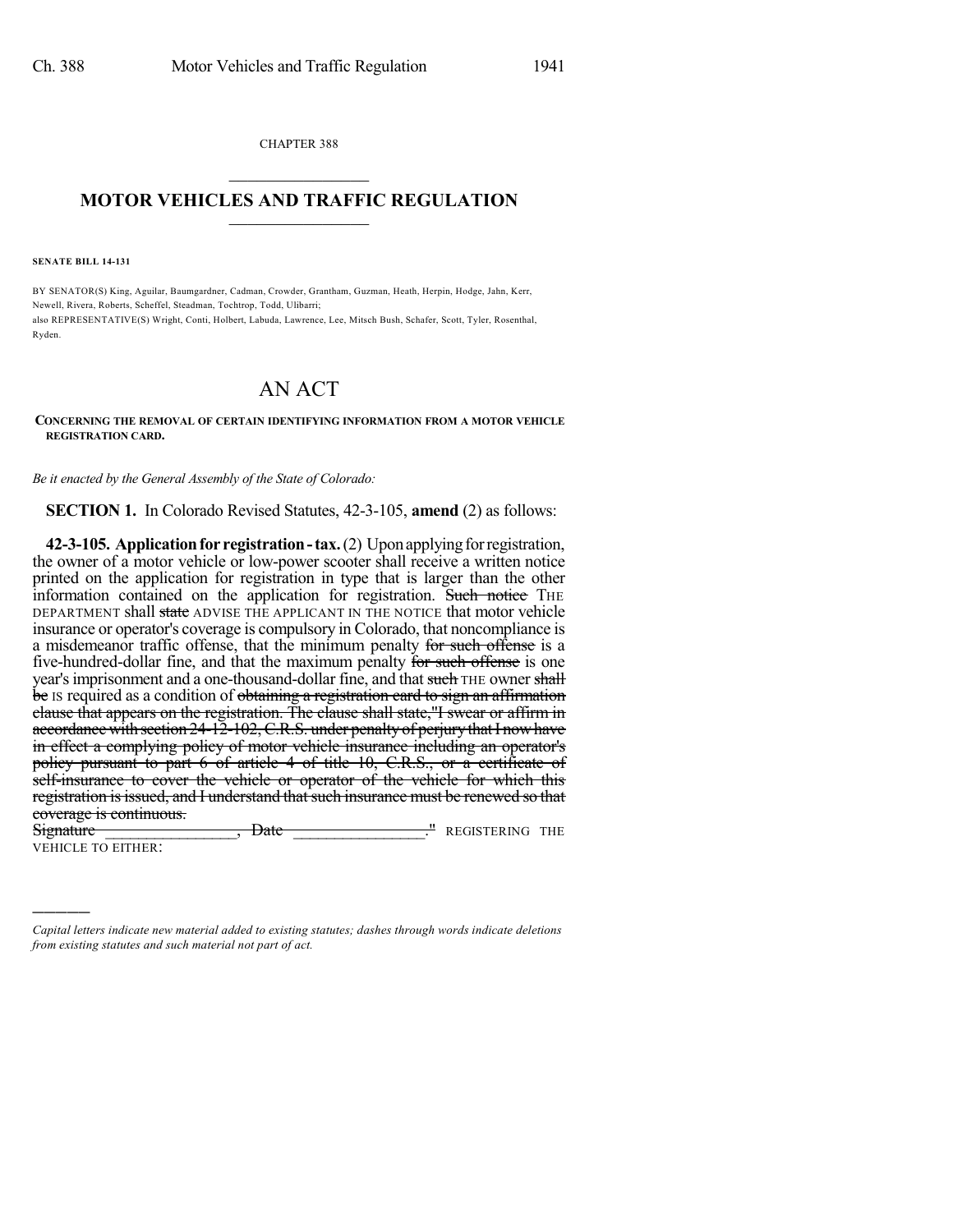CHAPTER 388

# MOTOR VEHICLES AND TRAFFIC REGULATION

**SENATE BILL 14-131**

BY SENATOR(S) King, Aguilar, Baumgardner, Cadman, Crowder, Grantham, Guzman, Heath, Herpin, Hodge, Jahn, Kerr, Newell, Rivera, Roberts, Scheffel, Steadman, Tochtrop, Todd, Ulibarri;
also REPRESENTATIVE(S) Wright, Conti, Holbert, Labuda, Lawrence, Lee, Mitsch Bush, Schafer, Scott, Tyler, Rosenthal, Ryden.

# AN ACT

**CONCERNING THE REMOVAL OF CERTAIN IDENTIFYING INFORMATION FROM A MOTOR VEHICLE REGISTRATION CARD.**

*Be it enacted by the General Assembly of the State of Colorado:*

**SECTION 1.** In Colorado Revised Statutes, 42-3-105, **amend** (2) as follows:

**42-3-105. Application for registration - tax.** (2) Upon applying for registration, the owner of a motor vehicle or low-power scooter shall receive a written notice printed on the application for registration in type that is larger than the other information contained on the application for registration. ~~Such notice~~ THE DEPARTMENT shall ~~state~~ ADVISE THE APPLICANT IN THE NOTICE that motor vehicle insurance or operator's coverage is compulsory in Colorado, that noncompliance is a misdemeanor traffic offense, that the minimum penalty ~~for such offense~~ is a five-hundred-dollar fine, and that the maximum penalty ~~for such offense~~ is one year's imprisonment and a one-thousand-dollar fine, and that ~~such~~ THE owner ~~shall be~~ IS required as a condition of ~~obtaining a registration card to sign an affirmation clause that appears on the registration. The clause shall state, "I swear or affirm in accordance with section 24-12-102, C.R.S. under penalty of perjury that I now have in effect a complying policy of motor vehicle insurance including an operator's policy pursuant to part 6 of article 4 of title 10, C.R.S., or a certificate of self-insurance to cover the vehicle or operator of the vehicle for which this registration is issued, and I understand that such insurance must be renewed so that coverage is continuous.~~
~~Signature \_\_\_\_\_\_\_\_\_\_\_\_\_\_\_\_, Date \_\_\_\_\_\_\_\_\_\_\_\_\_\_\_\_."~~ REGISTERING THE VEHICLE TO EITHER:

---

*Capital letters indicate new material added to existing statutes; dashes through words indicate deletions from existing statutes and such material not part of act.*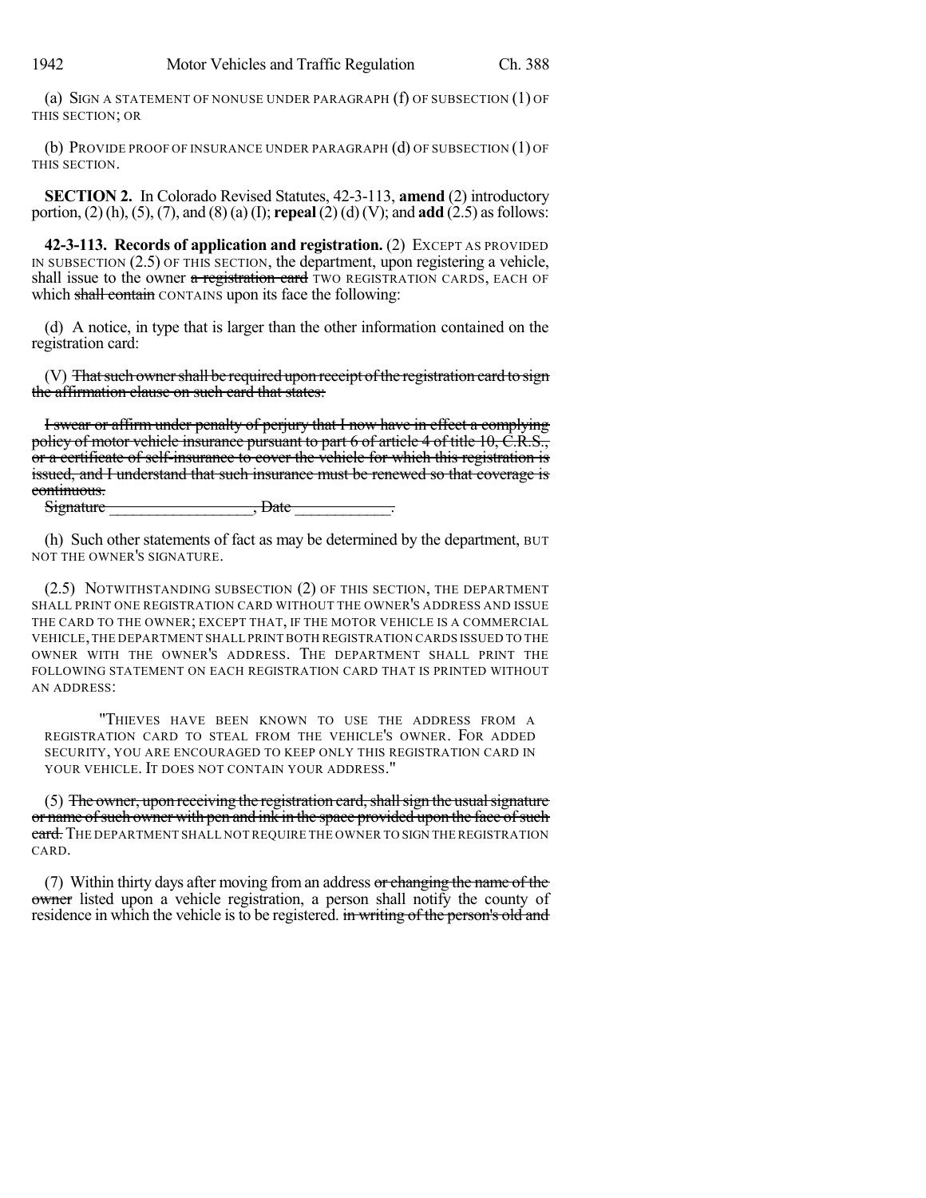(a) SIGN A STATEMENT OF NONUSE UNDER PARAGRAPH (f) OF SUBSECTION (1) OF THIS SECTION; OR

(b) PROVIDE PROOF OF INSURANCE UNDER PARAGRAPH (d) OF SUBSECTION (1) OF THIS SECTION.

**SECTION 2.** In Colorado Revised Statutes, 42-3-113, **amend** (2) introductory portion, (2) (h), (5), (7), and (8) (a) (I); **repeal** (2) (d) (V); and **add** (2.5) as follows:

**42-3-113. Records of application and registration.** (2) EXCEPT AS PROVIDED IN SUBSECTION (2.5) OF THIS SECTION, the department, upon registering a vehicle, shall issue to the owner ~~a registration card~~ TWO REGISTRATION CARDS, EACH OF which ~~shall contain~~ CONTAINS upon its face the following:

(d) A notice, in type that is larger than the other information contained on the registration card:

(V) ~~That such owner shall be required upon receipt of the registration card to sign the affirmation clause on such card that states:~~

~~I swear or affirm under penalty of perjury that I now have in effect a complying policy of motor vehicle insurance pursuant to part 6 of article 4 of title 10, C.R.S., or a certificate of self-insurance to cover the vehicle for which this registration is issued, and I understand that such insurance must be renewed so that coverage is continuous.~~
~~Signature \_\_\_\_\_\_\_\_\_\_\_\_\_\_\_\_\_, Date \_\_\_\_\_\_\_\_\_\_\_\_.~~

(h) Such other statements of fact as may be determined by the department, BUT NOT THE OWNER'S SIGNATURE.

(2.5) NOTWITHSTANDING SUBSECTION (2) OF THIS SECTION, THE DEPARTMENT SHALL PRINT ONE REGISTRATION CARD WITHOUT THE OWNER'S ADDRESS AND ISSUE THE CARD TO THE OWNER; EXCEPT THAT, IF THE MOTOR VEHICLE IS A COMMERCIAL VEHICLE, THE DEPARTMENT SHALL PRINT BOTH REGISTRATION CARDS ISSUED TO THE OWNER WITH THE OWNER'S ADDRESS. THE DEPARTMENT SHALL PRINT THE FOLLOWING STATEMENT ON EACH REGISTRATION CARD THAT IS PRINTED WITHOUT AN ADDRESS:

> "THIEVES HAVE BEEN KNOWN TO USE THE ADDRESS FROM A REGISTRATION CARD TO STEAL FROM THE VEHICLE'S OWNER. FOR ADDED SECURITY, YOU ARE ENCOURAGED TO KEEP ONLY THIS REGISTRATION CARD IN YOUR VEHICLE. IT DOES NOT CONTAIN YOUR ADDRESS."

(5) ~~The owner, upon receiving the registration card, shall sign the usual signature or name of such owner with pen and ink in the space provided upon the face of such card.~~ THE DEPARTMENT SHALL NOT REQUIRE THE OWNER TO SIGN THE REGISTRATION CARD.

(7) Within thirty days after moving from an address ~~or changing the name of the owner~~ listed upon a vehicle registration, a person shall notify the county of residence in which the vehicle is to be registered. ~~in writing of the person's old and~~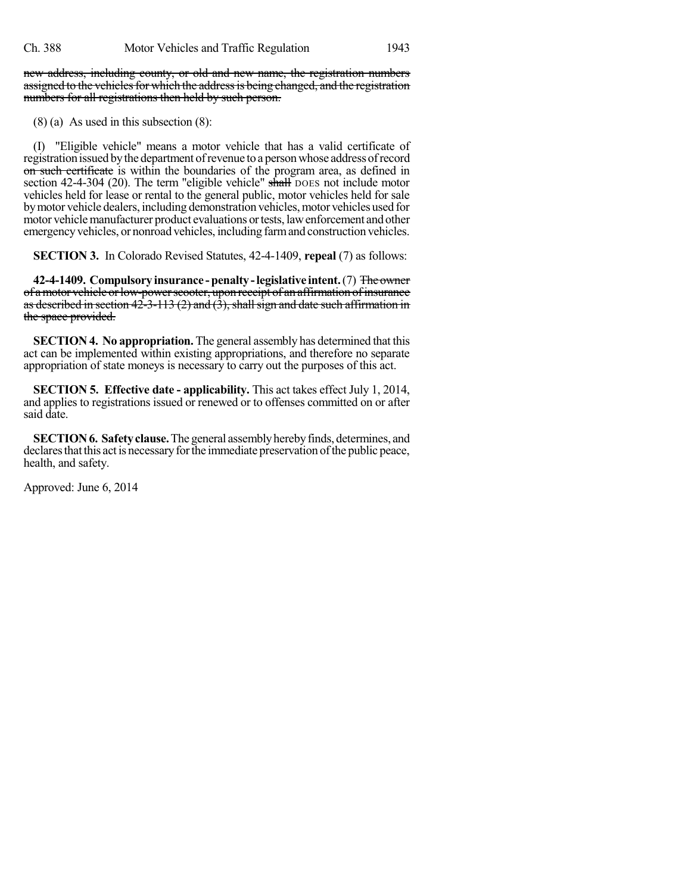~~new address, including county, or old and new name, the registration numbers assigned to the vehicles for which the address is being changed, and the registration numbers for all registrations then held by such person.~~

(8) (a) As used in this subsection (8):

(I) "Eligible vehicle" means a motor vehicle that has a valid certificate of registration issued by the department of revenue to a person whose address of record ~~on such certificate~~ is within the boundaries of the program area, as defined in section 42-4-304 (20). The term "eligible vehicle" ~~shall~~ DOES not include motor vehicles held for lease or rental to the general public, motor vehicles held for sale by motor vehicle dealers, including demonstration vehicles, motor vehicles used for motor vehicle manufacturer product evaluations or tests, law enforcement and other emergency vehicles, or nonroad vehicles, including farm and construction vehicles.

**SECTION 3.** In Colorado Revised Statutes, 42-4-1409, **repeal** (7) as follows:

**42-4-1409. Compulsory insurance - penalty - legislative intent.** (7) ~~The owner of a motor vehicle or low-power scooter, upon receipt of an affirmation of insurance as described in section 42-3-113 (2) and (3), shall sign and date such affirmation in the space provided.~~

**SECTION 4. No appropriation.** The general assembly has determined that this act can be implemented within existing appropriations, and therefore no separate appropriation of state moneys is necessary to carry out the purposes of this act.

**SECTION 5. Effective date - applicability.** This act takes effect July 1, 2014, and applies to registrations issued or renewed or to offenses committed on or after said date.

**SECTION 6. Safety clause.** The general assembly hereby finds, determines, and declares that this act is necessary for the immediate preservation of the public peace, health, and safety.

Approved: June 6, 2014